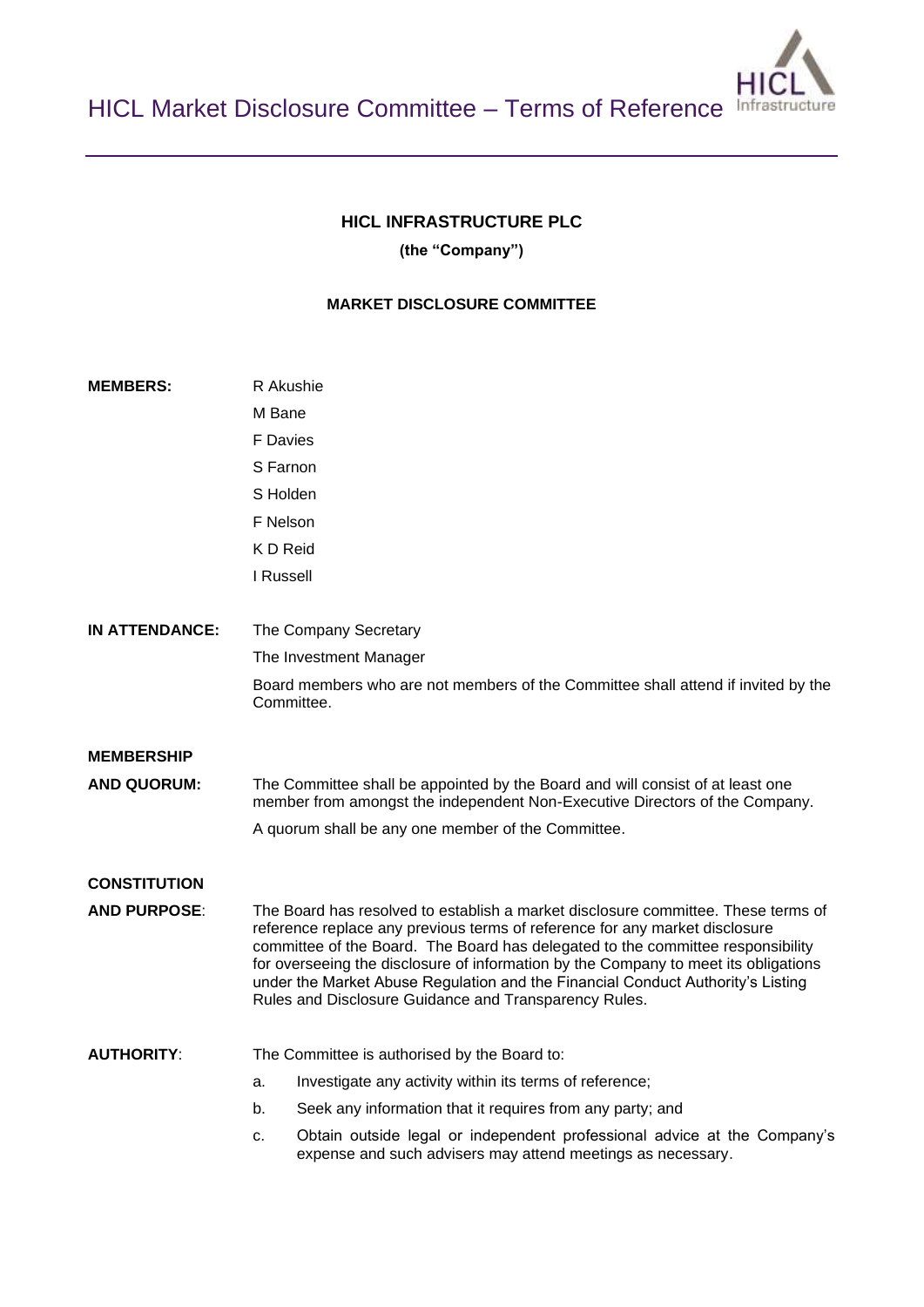# HICL Market Disclosure Committee – Terms of Reference

**HICL INFRASTRUCTURE PLC**

**(the "Company")**

**MARKET DISCLOSURE COMMITTEE**

**MEMBERS:**

R Akushie
M Bane
F Davies
S Farnon
S Holden
F Nelson
K D Reid
I Russell

**IN ATTENDANCE:**

The Company Secretary

The Investment Manager

Board members who are not members of the Committee shall attend if invited by the Committee.

**MEMBERSHIP AND QUORUM:**

The Committee shall be appointed by the Board and will consist of at least one member from amongst the independent Non-Executive Directors of the Company.

A quorum shall be any one member of the Committee.

**CONSTITUTION AND PURPOSE:**

The Board has resolved to establish a market disclosure committee. These terms of reference replace any previous terms of reference for any market disclosure committee of the Board. The Board has delegated to the committee responsibility for overseeing the disclosure of information by the Company to meet its obligations under the Market Abuse Regulation and the Financial Conduct Authority's Listing Rules and Disclosure Guidance and Transparency Rules.

**AUTHORITY:**

The Committee is authorised by the Board to:

a. Investigate any activity within its terms of reference;
b. Seek any information that it requires from any party; and
c. Obtain outside legal or independent professional advice at the Company's expense and such advisers may attend meetings as necessary.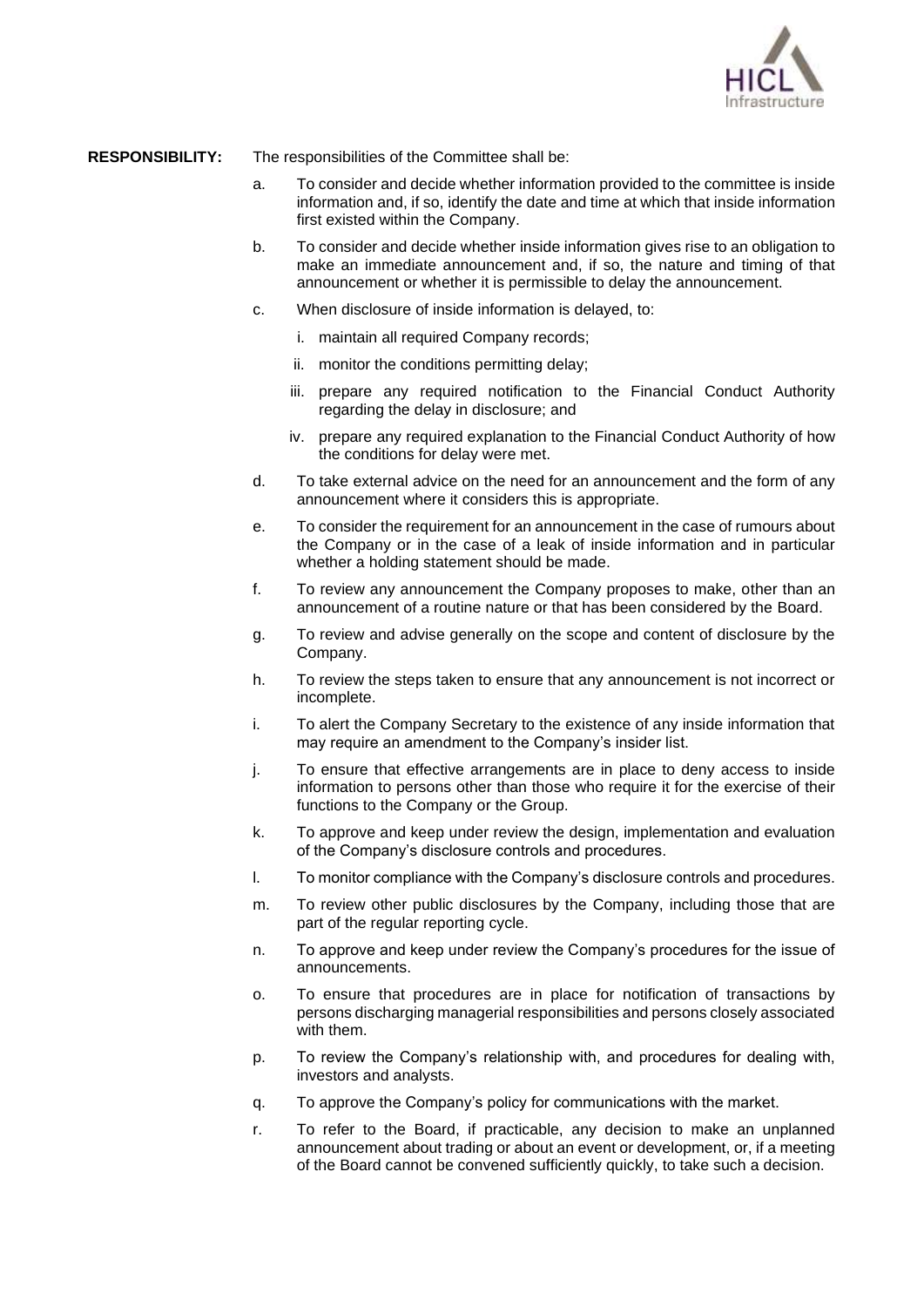**RESPONSIBILITY:** The responsibilities of the Committee shall be:

a. To consider and decide whether information provided to the committee is inside information and, if so, identify the date and time at which that inside information first existed within the Company.

b. To consider and decide whether inside information gives rise to an obligation to make an immediate announcement and, if so, the nature and timing of that announcement or whether it is permissible to delay the announcement.

c. When disclosure of inside information is delayed, to:

   i. maintain all required Company records;

   ii. monitor the conditions permitting delay;

   iii. prepare any required notification to the Financial Conduct Authority regarding the delay in disclosure; and

   iv. prepare any required explanation to the Financial Conduct Authority of how the conditions for delay were met.

d. To take external advice on the need for an announcement and the form of any announcement where it considers this is appropriate.

e. To consider the requirement for an announcement in the case of rumours about the Company or in the case of a leak of inside information and in particular whether a holding statement should be made.

f. To review any announcement the Company proposes to make, other than an announcement of a routine nature or that has been considered by the Board.

g. To review and advise generally on the scope and content of disclosure by the Company.

h. To review the steps taken to ensure that any announcement is not incorrect or incomplete.

i. To alert the Company Secretary to the existence of any inside information that may require an amendment to the Company's insider list.

j. To ensure that effective arrangements are in place to deny access to inside information to persons other than those who require it for the exercise of their functions to the Company or the Group.

k. To approve and keep under review the design, implementation and evaluation of the Company's disclosure controls and procedures.

l. To monitor compliance with the Company's disclosure controls and procedures.

m. To review other public disclosures by the Company, including those that are part of the regular reporting cycle.

n. To approve and keep under review the Company's procedures for the issue of announcements.

o. To ensure that procedures are in place for notification of transactions by persons discharging managerial responsibilities and persons closely associated with them.

p. To review the Company's relationship with, and procedures for dealing with, investors and analysts.

q. To approve the Company's policy for communications with the market.

r. To refer to the Board, if practicable, any decision to make an unplanned announcement about trading or about an event or development, or, if a meeting of the Board cannot be convened sufficiently quickly, to take such a decision.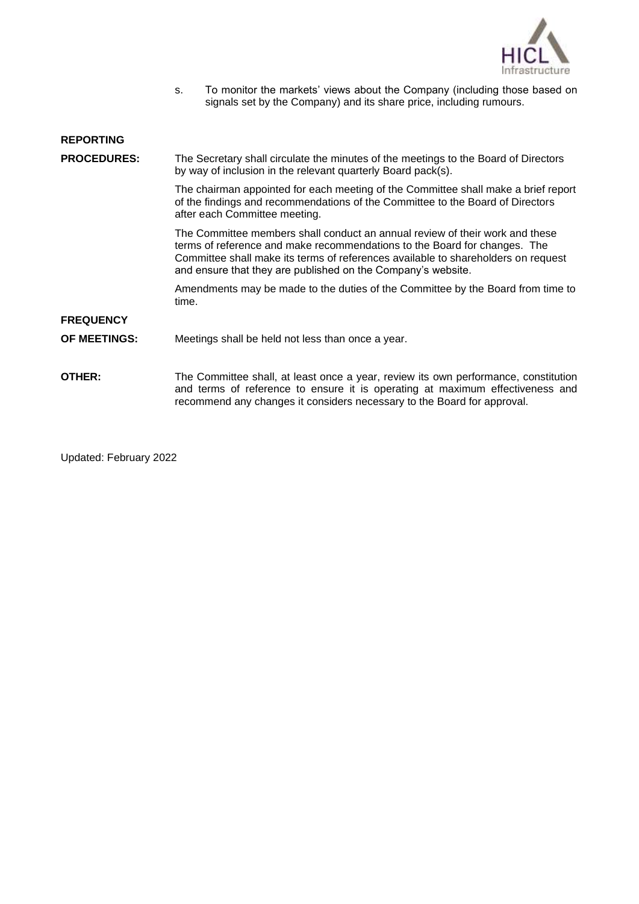s. To monitor the markets' views about the Company (including those based on signals set by the Company) and its share price, including rumours.

**REPORTING PROCEDURES:**

The Secretary shall circulate the minutes of the meetings to the Board of Directors by way of inclusion in the relevant quarterly Board pack(s).

The chairman appointed for each meeting of the Committee shall make a brief report of the findings and recommendations of the Committee to the Board of Directors after each Committee meeting.

The Committee members shall conduct an annual review of their work and these terms of reference and make recommendations to the Board for changes. The Committee shall make its terms of references available to shareholders on request and ensure that they are published on the Company's website.

Amendments may be made to the duties of the Committee by the Board from time to time.

**FREQUENCY OF MEETINGS:**

Meetings shall be held not less than once a year.

**OTHER:**

The Committee shall, at least once a year, review its own performance, constitution and terms of reference to ensure it is operating at maximum effectiveness and recommend any changes it considers necessary to the Board for approval.

Updated: February 2022